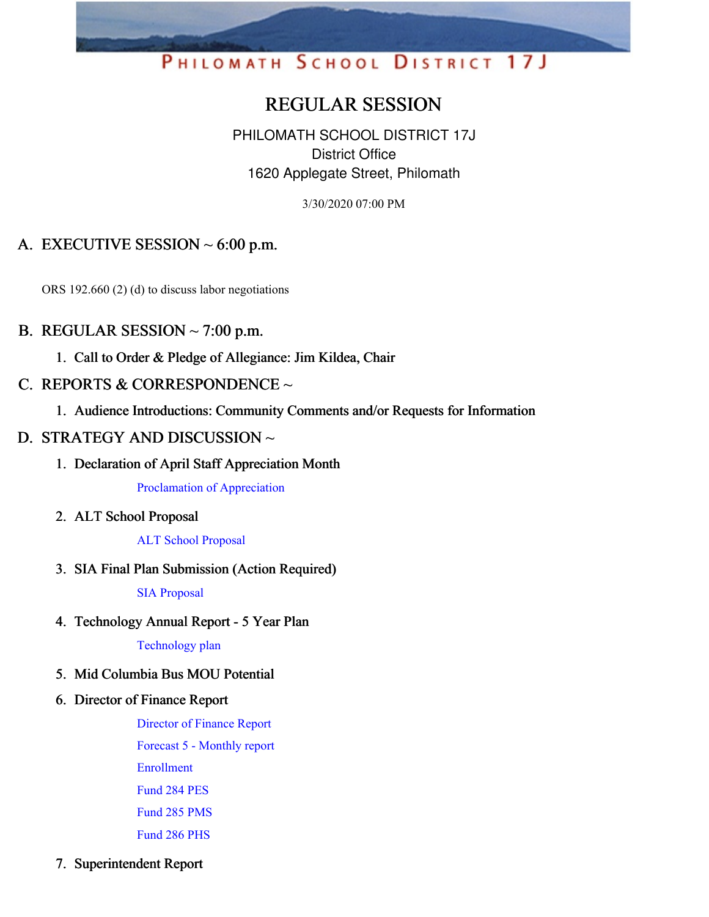PHILOMATH SCHOOL DISTRICT 17J

# REGULAR SESSION

PHILOMATH SCHOOL DISTRICT 17J
District Office
1620 Applegate Street, Philomath

3/30/2020 07:00 PM

## A. EXECUTIVE SESSION ~ 6:00 p.m.

ORS 192.660 (2) (d) to discuss labor negotiations

## B. REGULAR SESSION ~ 7:00 p.m.

1. **Call to Order & Pledge of Allegiance: Jim Kildea, Chair**

## C. REPORTS & CORRESPONDENCE ~

1. **Audience Introductions: Community Comments and/or Requests for Information**

## D. STRATEGY AND DISCUSSION ~

1. **Declaration of April Staff Appreciation Month**

   Proclamation of Appreciation

2. **ALT School Proposal**

   ALT School Proposal

3. **SIA Final Plan Submission (Action Required)**

   SIA Proposal

4. **Technology Annual Report - 5 Year Plan**

   Technology plan

5. **Mid Columbia Bus MOU Potential**

6. **Director of Finance Report**

   Director of Finance Report

   Forecast 5 - Monthly report

   Enrollment

   Fund 284 PES

   Fund 285 PMS

   Fund 286 PHS

7. **Superintendent Report**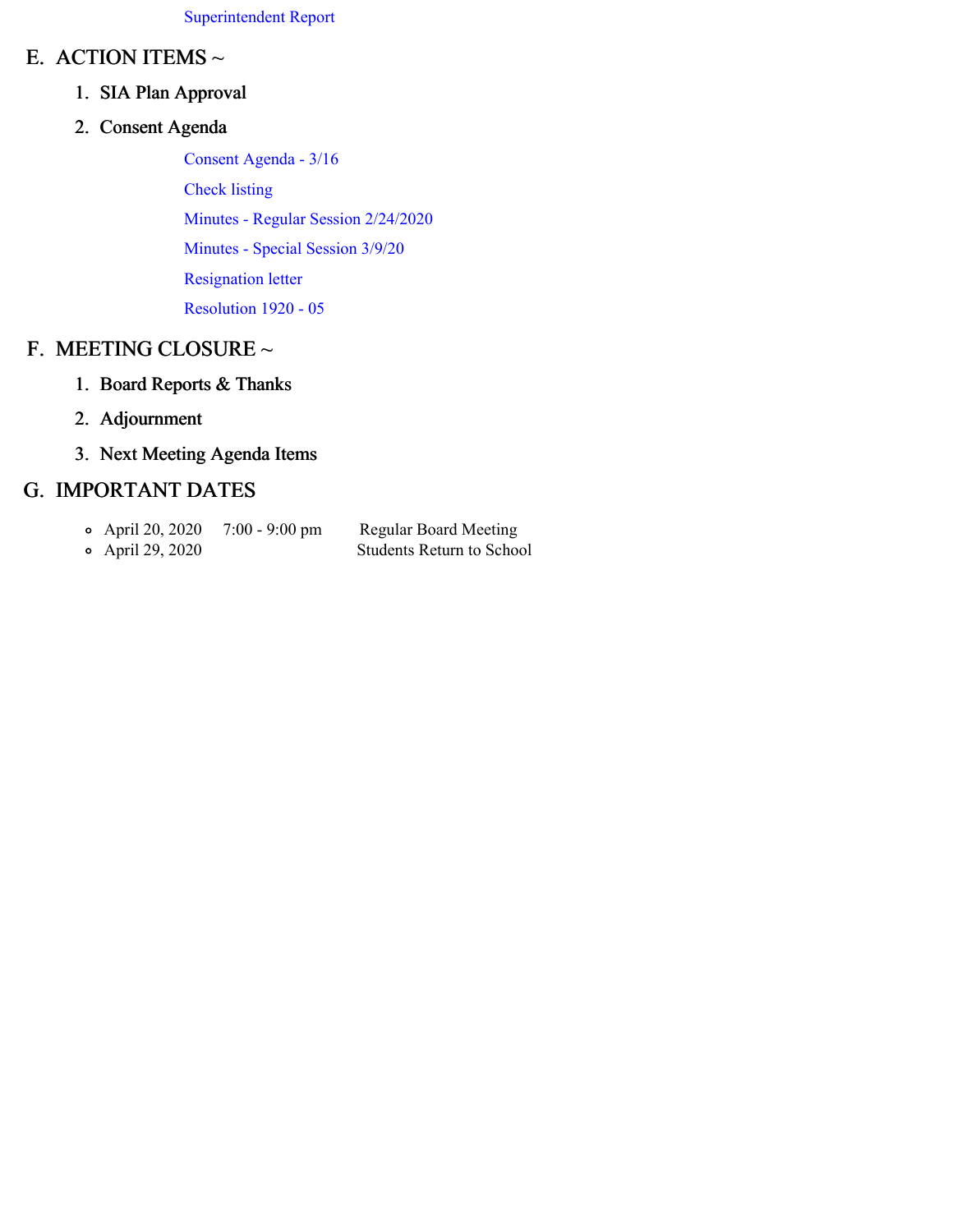Superintendent Report

## E. ACTION ITEMS ~

1. **SIA Plan Approval**
2. **Consent Agenda**

   Consent Agenda - 3/16

   Check listing

   Minutes - Regular Session 2/24/2020

   Minutes - Special Session 3/9/20

   Resignation letter

   Resolution 1920 - 05

## F. MEETING CLOSURE ~

1. **Board Reports & Thanks**
2. **Adjournment**
3. **Next Meeting Agenda Items**

## G. IMPORTANT DATES

- April 20, 2020 7:00 - 9:00 pm Regular Board Meeting
- April 29, 2020 Students Return to School